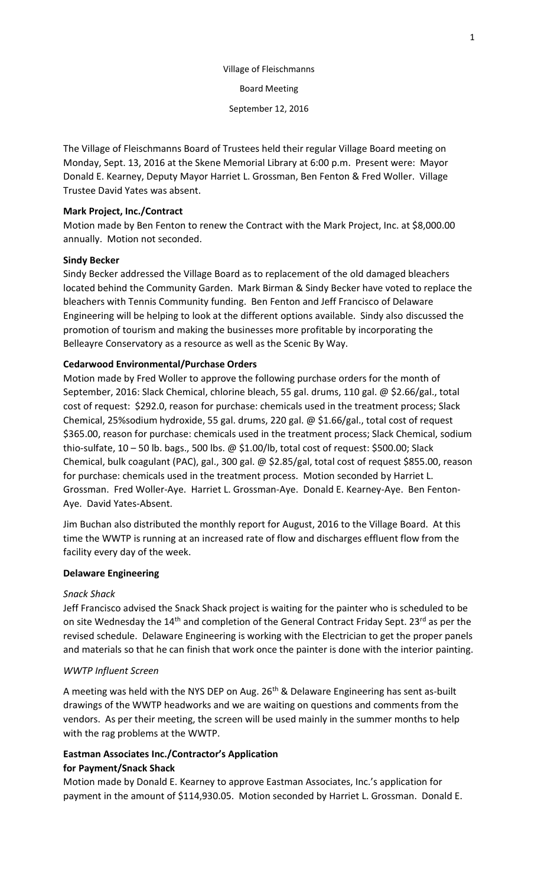Village of Fleischmanns

Board Meeting

September 12, 2016

The Village of Fleischmanns Board of Trustees held their regular Village Board meeting on Monday, Sept. 13, 2016 at the Skene Memorial Library at 6:00 p.m. Present were: Mayor Donald E. Kearney, Deputy Mayor Harriet L. Grossman, Ben Fenton & Fred Woller. Village Trustee David Yates was absent.

**Mark Project, Inc./Contract**

Motion made by Ben Fenton to renew the Contract with the Mark Project, Inc. at $8,000.00 annually. Motion not seconded.

**Sindy Becker**

Sindy Becker addressed the Village Board as to replacement of the old damaged bleachers located behind the Community Garden. Mark Birman & Sindy Becker have voted to replace the bleachers with Tennis Community funding. Ben Fenton and Jeff Francisco of Delaware Engineering will be helping to look at the different options available. Sindy also discussed the promotion of tourism and making the businesses more profitable by incorporating the Belleayre Conservatory as a resource as well as the Scenic By Way.

**Cedarwood Environmental/Purchase Orders**

Motion made by Fred Woller to approve the following purchase orders for the month of September, 2016: Slack Chemical, chlorine bleach, 55 gal. drums, 110 gal. @ $2.66/gal., total cost of request: $292.0, reason for purchase: chemicals used in the treatment process; Slack Chemical, 25%sodium hydroxide, 55 gal. drums, 220 gal. @ $1.66/gal., total cost of request $365.00, reason for purchase: chemicals used in the treatment process; Slack Chemical, sodium thio-sulfate, 10 – 50 lb. bags., 500 lbs. @ $1.00/lb, total cost of request: $500.00; Slack Chemical, bulk coagulant (PAC), gal., 300 gal. @ $2.85/gal, total cost of request $855.00, reason for purchase: chemicals used in the treatment process. Motion seconded by Harriet L. Grossman. Fred Woller-Aye. Harriet L. Grossman-Aye. Donald E. Kearney-Aye. Ben Fenton-Aye. David Yates-Absent.

Jim Buchan also distributed the monthly report for August, 2016 to the Village Board. At this time the WWTP is running at an increased rate of flow and discharges effluent flow from the facility every day of the week.

**Delaware Engineering**

*Snack Shack*

Jeff Francisco advised the Snack Shack project is waiting for the painter who is scheduled to be on site Wednesday the 14th and completion of the General Contract Friday Sept. 23rd as per the revised schedule. Delaware Engineering is working with the Electrician to get the proper panels and materials so that he can finish that work once the painter is done with the interior painting.

*WWTP Influent Screen*

A meeting was held with the NYS DEP on Aug. 26th & Delaware Engineering has sent as-built drawings of the WWTP headworks and we are waiting on questions and comments from the vendors. As per their meeting, the screen will be used mainly in the summer months to help with the rag problems at the WWTP.

**Eastman Associates Inc./Contractor's Application for Payment/Snack Shack**

Motion made by Donald E. Kearney to approve Eastman Associates, Inc.'s application for payment in the amount of $114,930.05. Motion seconded by Harriet L. Grossman. Donald E.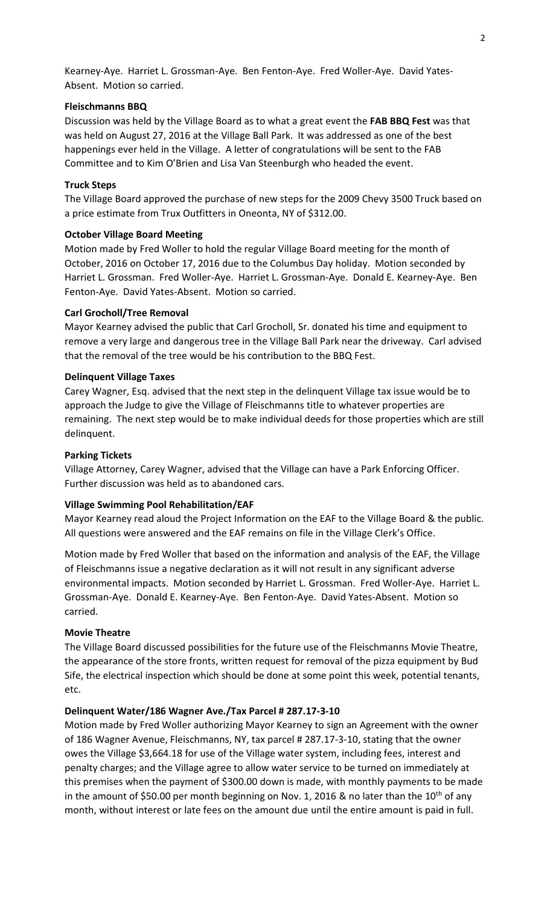Kearney-Aye. Harriet L. Grossman-Aye. Ben Fenton-Aye. Fred Woller-Aye. David Yates-Absent. Motion so carried.

**Fleischmanns BBQ**

Discussion was held by the Village Board as to what a great event the **FAB BBQ Fest** was that was held on August 27, 2016 at the Village Ball Park. It was addressed as one of the best happenings ever held in the Village. A letter of congratulations will be sent to the FAB Committee and to Kim O'Brien and Lisa Van Steenburgh who headed the event.

**Truck Steps**

The Village Board approved the purchase of new steps for the 2009 Chevy 3500 Truck based on a price estimate from Trux Outfitters in Oneonta, NY of $312.00.

**October Village Board Meeting**

Motion made by Fred Woller to hold the regular Village Board meeting for the month of October, 2016 on October 17, 2016 due to the Columbus Day holiday. Motion seconded by Harriet L. Grossman. Fred Woller-Aye. Harriet L. Grossman-Aye. Donald E. Kearney-Aye. Ben Fenton-Aye. David Yates-Absent. Motion so carried.

**Carl Grocholl/Tree Removal**

Mayor Kearney advised the public that Carl Grocholl, Sr. donated his time and equipment to remove a very large and dangerous tree in the Village Ball Park near the driveway. Carl advised that the removal of the tree would be his contribution to the BBQ Fest.

**Delinquent Village Taxes**

Carey Wagner, Esq. advised that the next step in the delinquent Village tax issue would be to approach the Judge to give the Village of Fleischmanns title to whatever properties are remaining. The next step would be to make individual deeds for those properties which are still delinquent.

**Parking Tickets**

Village Attorney, Carey Wagner, advised that the Village can have a Park Enforcing Officer. Further discussion was held as to abandoned cars.

**Village Swimming Pool Rehabilitation/EAF**

Mayor Kearney read aloud the Project Information on the EAF to the Village Board & the public. All questions were answered and the EAF remains on file in the Village Clerk's Office.

Motion made by Fred Woller that based on the information and analysis of the EAF, the Village of Fleischmanns issue a negative declaration as it will not result in any significant adverse environmental impacts. Motion seconded by Harriet L. Grossman. Fred Woller-Aye. Harriet L. Grossman-Aye. Donald E. Kearney-Aye. Ben Fenton-Aye. David Yates-Absent. Motion so carried.

**Movie Theatre**

The Village Board discussed possibilities for the future use of the Fleischmanns Movie Theatre, the appearance of the store fronts, written request for removal of the pizza equipment by Bud Sife, the electrical inspection which should be done at some point this week, potential tenants, etc.

**Delinquent Water/186 Wagner Ave./Tax Parcel # 287.17-3-10**

Motion made by Fred Woller authorizing Mayor Kearney to sign an Agreement with the owner of 186 Wagner Avenue, Fleischmanns, NY, tax parcel # 287.17-3-10, stating that the owner owes the Village $3,664.18 for use of the Village water system, including fees, interest and penalty charges; and the Village agree to allow water service to be turned on immediately at this premises when the payment of $300.00 down is made, with monthly payments to be made in the amount of $50.00 per month beginning on Nov. 1, 2016 & no later than the 10th of any month, without interest or late fees on the amount due until the entire amount is paid in full.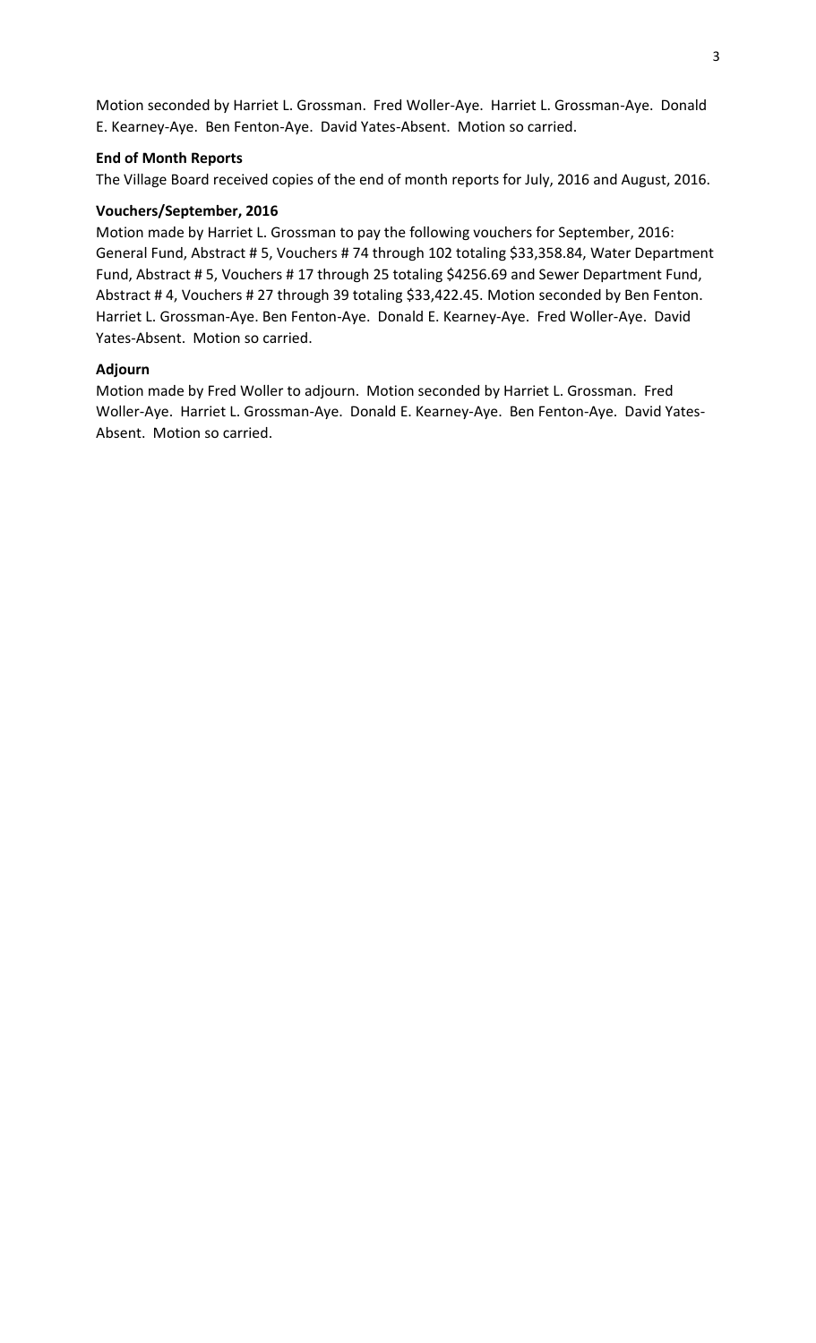Motion seconded by Harriet L. Grossman. Fred Woller-Aye. Harriet L. Grossman-Aye. Donald E. Kearney-Aye. Ben Fenton-Aye. David Yates-Absent. Motion so carried.

**End of Month Reports**

The Village Board received copies of the end of month reports for July, 2016 and August, 2016.

**Vouchers/September, 2016**

Motion made by Harriet L. Grossman to pay the following vouchers for September, 2016: General Fund, Abstract # 5, Vouchers # 74 through 102 totaling $33,358.84, Water Department Fund, Abstract # 5, Vouchers # 17 through 25 totaling $4256.69 and Sewer Department Fund, Abstract # 4, Vouchers # 27 through 39 totaling $33,422.45. Motion seconded by Ben Fenton. Harriet L. Grossman-Aye. Ben Fenton-Aye. Donald E. Kearney-Aye. Fred Woller-Aye. David Yates-Absent. Motion so carried.

**Adjourn**

Motion made by Fred Woller to adjourn. Motion seconded by Harriet L. Grossman. Fred Woller-Aye. Harriet L. Grossman-Aye. Donald E. Kearney-Aye. Ben Fenton-Aye. David Yates-Absent. Motion so carried.